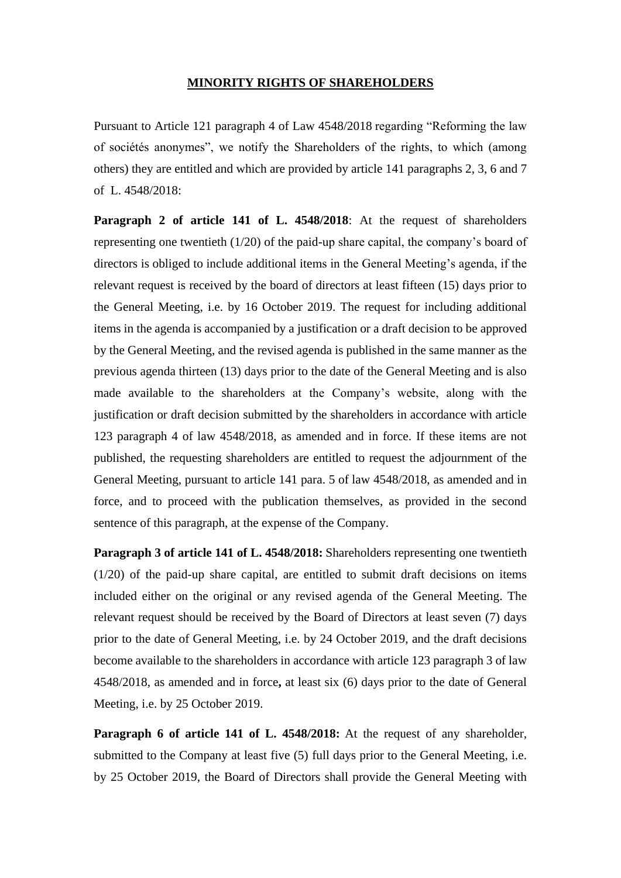**MINORITY RIGHTS OF SHAREHOLDERS**

Pursuant to Article 121 paragraph 4 of Law 4548/2018 regarding "Reforming the law of sociétés anonymes", we notify the Shareholders of the rights, to which (among others) they are entitled and which are provided by article 141 paragraphs 2, 3, 6 and 7 of L. 4548/2018:

**Paragraph 2 of article 141 of L. 4548/2018**: At the request of shareholders representing one twentieth (1/20) of the paid-up share capital, the company's board of directors is obliged to include additional items in the General Meeting's agenda, if the relevant request is received by the board of directors at least fifteen (15) days prior to the General Meeting, i.e. by 16 October 2019. The request for including additional items in the agenda is accompanied by a justification or a draft decision to be approved by the General Meeting, and the revised agenda is published in the same manner as the previous agenda thirteen (13) days prior to the date of the General Meeting and is also made available to the shareholders at the Company's website, along with the justification or draft decision submitted by the shareholders in accordance with article 123 paragraph 4 of law 4548/2018, as amended and in force. If these items are not published, the requesting shareholders are entitled to request the adjournment of the General Meeting, pursuant to article 141 para. 5 of law 4548/2018, as amended and in force, and to proceed with the publication themselves, as provided in the second sentence of this paragraph, at the expense of the Company.

**Paragraph 3 of article 141 of L. 4548/2018:** Shareholders representing one twentieth (1/20) of the paid-up share capital, are entitled to submit draft decisions on items included either on the original or any revised agenda of the General Meeting. The relevant request should be received by the Board of Directors at least seven (7) days prior to the date of General Meeting, i.e. by 24 October 2019, and the draft decisions become available to the shareholders in accordance with article 123 paragraph 3 of law 4548/2018, as amended and in force**,** at least six (6) days prior to the date of General Meeting, i.e. by 25 October 2019.

**Paragraph 6 of article 141 of L. 4548/2018:** At the request of any shareholder, submitted to the Company at least five (5) full days prior to the General Meeting, i.e. by 25 October 2019, the Board of Directors shall provide the General Meeting with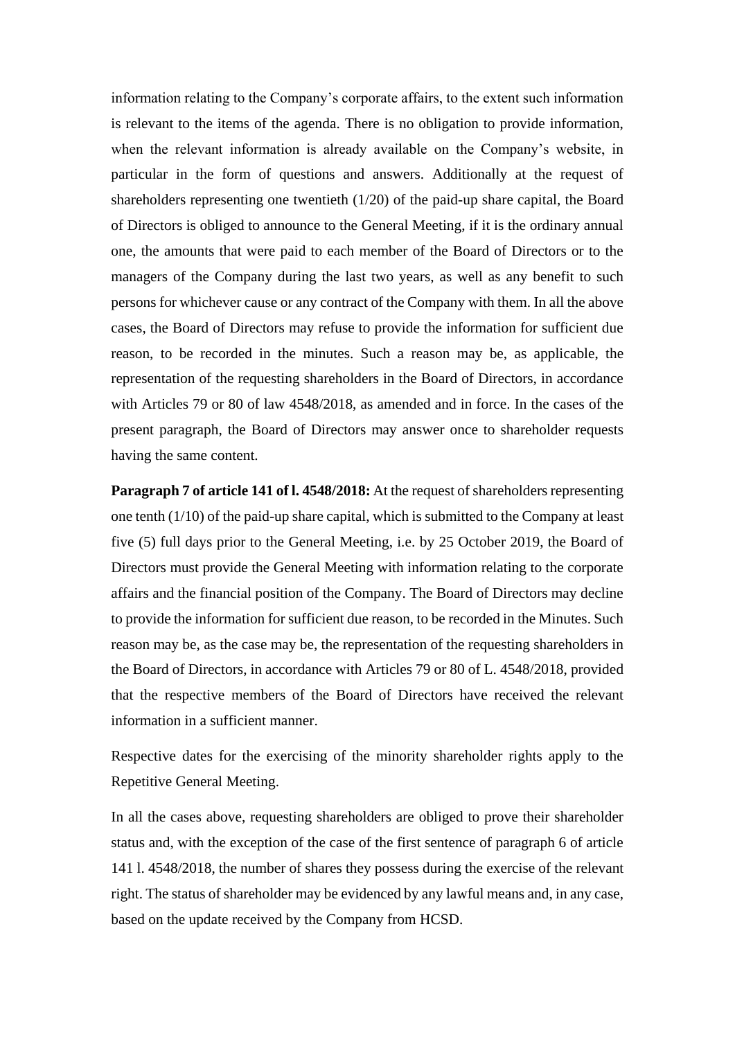information relating to the Company's corporate affairs, to the extent such information is relevant to the items of the agenda. There is no obligation to provide information, when the relevant information is already available on the Company's website, in particular in the form of questions and answers. Additionally at the request of shareholders representing one twentieth (1/20) of the paid-up share capital, the Board of Directors is obliged to announce to the General Meeting, if it is the ordinary annual one, the amounts that were paid to each member of the Board of Directors or to the managers of the Company during the last two years, as well as any benefit to such persons for whichever cause or any contract of the Company with them. In all the above cases, the Board of Directors may refuse to provide the information for sufficient due reason, to be recorded in the minutes. Such a reason may be, as applicable, the representation of the requesting shareholders in the Board of Directors, in accordance with Articles 79 or 80 of law 4548/2018, as amended and in force. In the cases of the present paragraph, the Board of Directors may answer once to shareholder requests having the same content.

**Paragraph 7 of article 141 of l. 4548/2018:** At the request of shareholders representing one tenth (1/10) of the paid-up share capital, which is submitted to the Company at least five (5) full days prior to the General Meeting, i.e. by 25 October 2019, the Board of Directors must provide the General Meeting with information relating to the corporate affairs and the financial position of the Company. The Board of Directors may decline to provide the information for sufficient due reason, to be recorded in the Minutes. Such reason may be, as the case may be, the representation of the requesting shareholders in the Board of Directors, in accordance with Articles 79 or 80 of L. 4548/2018, provided that the respective members of the Board of Directors have received the relevant information in a sufficient manner.

Respective dates for the exercising of the minority shareholder rights apply to the Repetitive General Meeting.

In all the cases above, requesting shareholders are obliged to prove their shareholder status and, with the exception of the case of the first sentence of paragraph 6 of article 141 l. 4548/2018, the number of shares they possess during the exercise of the relevant right. The status of shareholder may be evidenced by any lawful means and, in any case, based on the update received by the Company from HCSD.